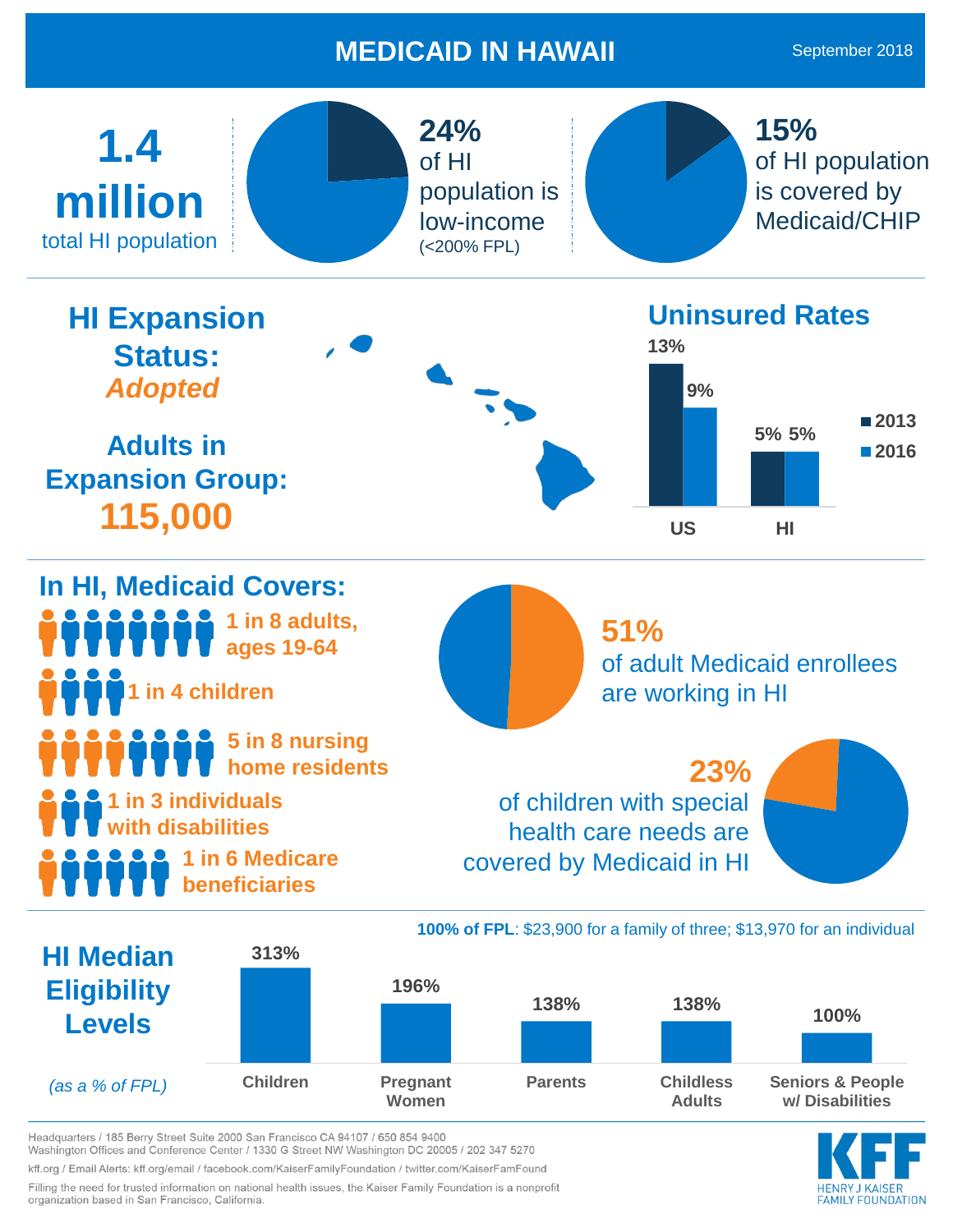# MEDICAID IN HAWAII

September 2018

**1.4 million** total HI population

**24%** of HI population is low-income (<200% FPL)

**15%** of HI population is covered by Medicaid/CHIP

## HI Expansion Status: *Adopted*

**Adults in Expansion Group: 115,000**

## Uninsured Rates

| | 2013 | 2016 |
|---|---|---|
| US | 13% | 9% |
| HI | 5% | 5% |

## In HI, Medicaid Covers:

- **1 in 8 adults, ages 19-64**
- **1 in 4 children**
- **5 in 8 nursing home residents**
- **1 in 3 individuals with disabilities**
- **1 in 6 Medicare beneficiaries**

**51%** of adult Medicaid enrollees are working in HI

**23%** of children with special health care needs are covered by Medicaid in HI

## HI Median Eligibility Levels

*(as a % of FPL)*

**100% of FPL**: $23,900 for a family of three; $13,970 for an individual

| Children | Pregnant Women | Parents | Childless Adults | Seniors & People w/ Disabilities |
|---|---|---|---|---|
| 313% | 196% | 138% | 138% | 100% |

Headquarters / 185 Berry Street Suite 2000 San Francisco CA 94107 / 650 854 9400
Washington Offices and Conference Center / 1330 G Street NW Washington DC 20005 / 202 347 5270

kff.org / Email Alerts: kff.org/email / facebook.com/KaiserFamilyFoundation / twitter.com/KaiserFamFound

Filling the need for trusted information on national health issues, the Kaiser Family Foundation is a nonprofit organization based in San Francisco, California.

KFF HENRY J KAISER FAMILY FOUNDATION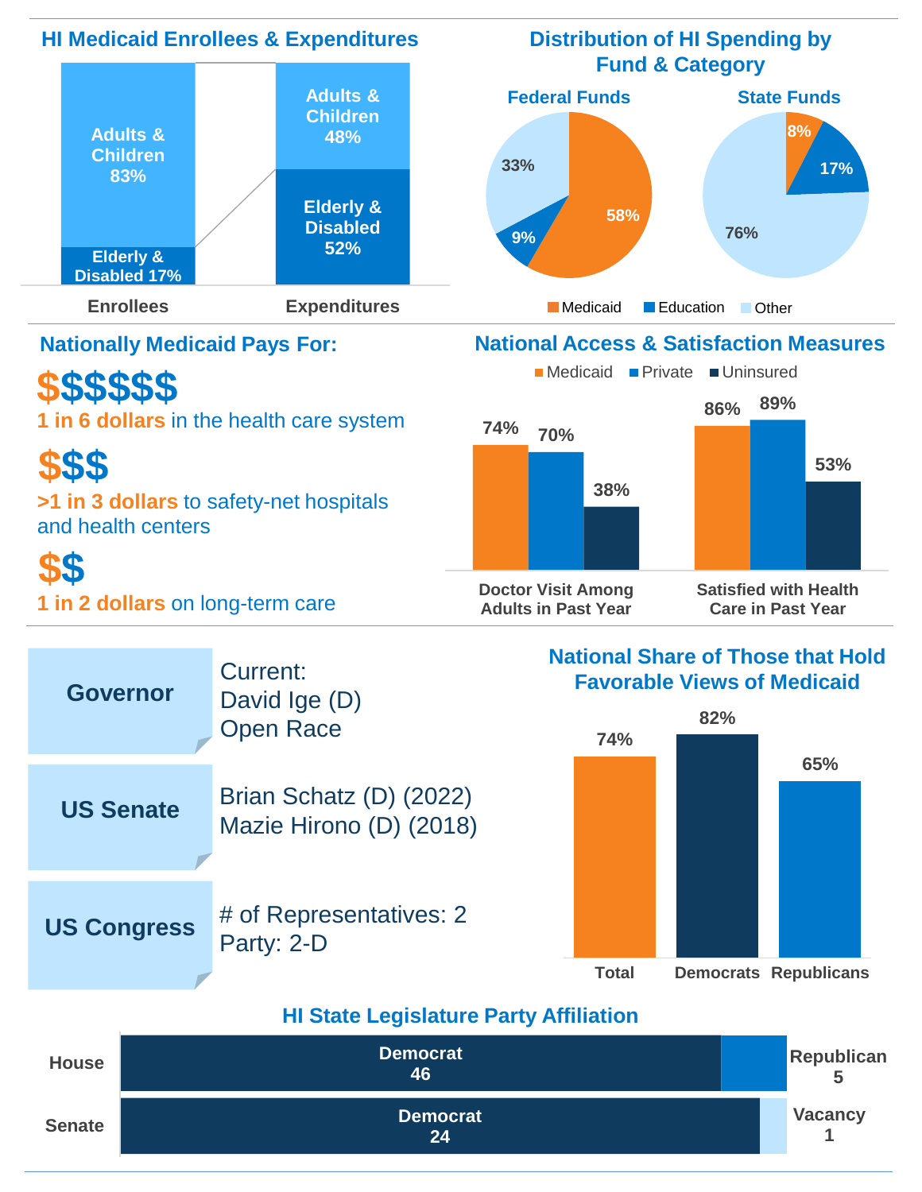## HI Medicaid Enrollees & Expenditures

Adults & Children 83%

Elderly & Disabled 17%

Adults & Children 48%

Elderly & Disabled 52%

Enrollees

Expenditures

## Distribution of HI Spending by Fund & Category

Federal Funds

33%

9%

58%

State Funds

8%

17%

76%

Medicaid Education Other

## Nationally Medicaid Pays For:

$$$$$$

**1 in 6 dollars** in the health care system

$$$

**>1 in 3 dollars** to safety-net hospitals and health centers

$$

**1 in 2 dollars** on long-term care

## National Access & Satisfaction Measures

Medicaid Private Uninsured

74% 70% 38%

Doctor Visit Among Adults in Past Year

86% 89% 53%

Satisfied with Health Care in Past Year

**Governor**

Current:
David Ige (D)
Open Race

**US Senate**

Brian Schatz (D) (2022)
Mazie Hirono (D) (2018)

**US Congress**

# of Representatives: 2
Party: 2-D

## National Share of Those that Hold Favorable Views of Medicaid

74% Total

82% Democrats

65% Republicans

## HI State Legislature Party Affiliation

House

Democrat 46

Republican 5

Senate

Democrat 24

Vacancy 1